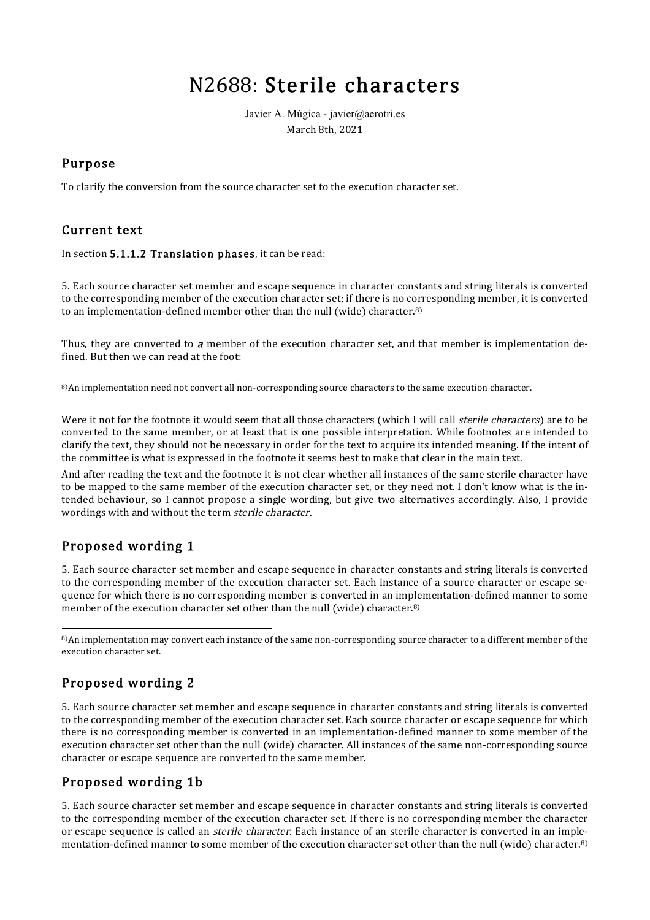# N2688: Sterile characters

Javier A. Múgica - javier@aerotri.es
March 8th, 2021

## Purpose

To clarify the conversion from the source character set to the execution character set.

## Current text

In section **5.1.1.2 Translation phases**, it can be read:

5. Each source character set member and escape sequence in character constants and string literals is converted to the corresponding member of the execution character set; if there is no corresponding member, it is converted to an implementation-defined member other than the null (wide) character.[8)]

Thus, they are converted to ***a*** member of the execution character set, and that member is implementation defined. But then we can read at the foot:

[8)]An implementation need not convert all non-corresponding source characters to the same execution character.

Were it not for the footnote it would seem that all those characters (which I will call *sterile characters*) are to be converted to the same member, or at least that is one possible interpretation. While footnotes are intended to clarify the text, they should not be necessary in order for the text to acquire its intended meaning. If the intent of the committee is what is expressed in the footnote it seems best to make that clear in the main text.

And after reading the text and the footnote it is not clear whether all instances of the same sterile character have to be mapped to the same member of the execution character set, or they need not. I don't know what is the intended behaviour, so I cannot propose a single wording, but give two alternatives accordingly. Also, I provide wordings with and without the term *sterile character.*

## Proposed wording 1

5. Each source character set member and escape sequence in character constants and string literals is converted to the corresponding member of the execution character set. Each instance of a source character or escape sequence for which there is no corresponding member is converted in an implementation-defined manner to some member of the execution character set other than the null (wide) character.[8)]

[8)]An implementation may convert each instance of the same non-corresponding source character to a different member of the execution character set.

## Proposed wording 2

5. Each source character set member and escape sequence in character constants and string literals is converted to the corresponding member of the execution character set. Each source character or escape sequence for which there is no corresponding member is converted in an implementation-defined manner to some member of the execution character set other than the null (wide) character. All instances of the same non-corresponding source character or escape sequence are converted to the same member.

## Proposed wording 1b

5. Each source character set member and escape sequence in character constants and string literals is converted to the corresponding member of the execution character set. If there is no corresponding member the character or escape sequence is called an *sterile character*. Each instance of an sterile character is converted in an implementation-defined manner to some member of the execution character set other than the null (wide) character.[8)]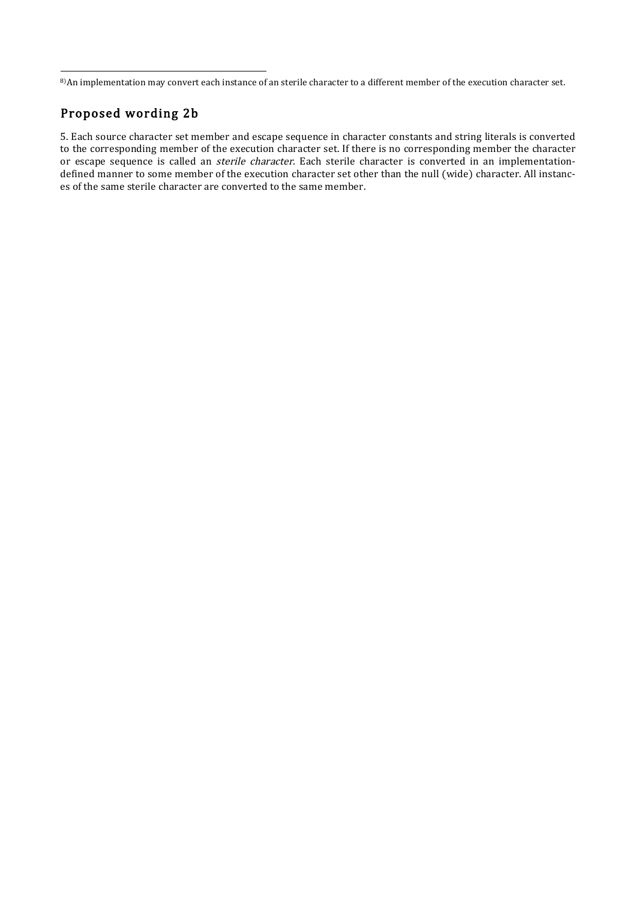8) An implementation may convert each instance of an sterile character to a different member of the execution character set.

## Proposed wording 2b

5. Each source character set member and escape sequence in character constants and string literals is converted to the corresponding member of the execution character set. If there is no corresponding member the character or escape sequence is called an *sterile character*. Each sterile character is converted in an implementation-defined manner to some member of the execution character set other than the null (wide) character. All instances of the same sterile character are converted to the same member.